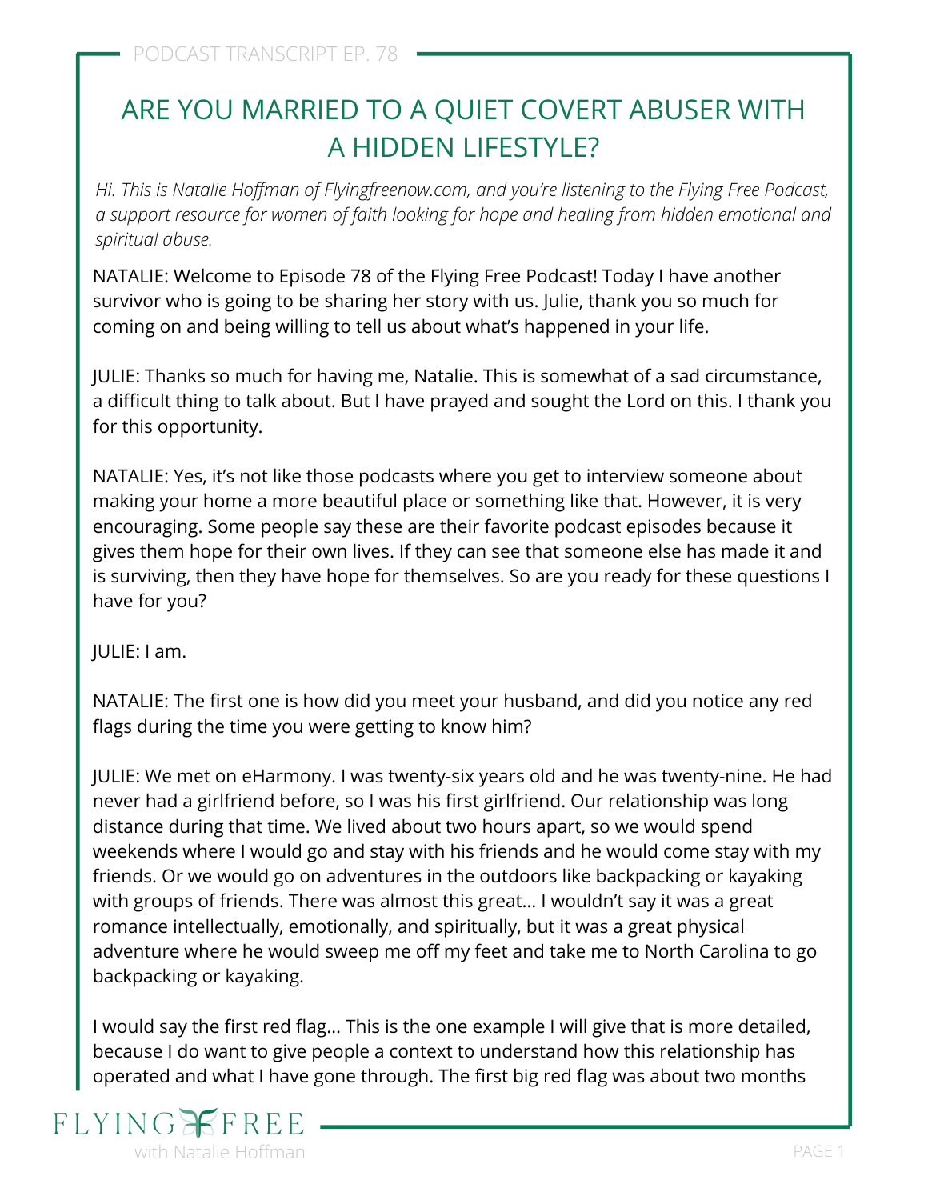# ARE YOU MARRIED TO A QUIET COVERT ABUSER WITH A HIDDEN LIFESTYLE?

*Hi. This is Natalie Hoffman of Flyingfreenow.com, and you're listening to the Flying Free Podcast, a support resource for women of faith looking for hope and healing from hidden emotional and spiritual abuse.*

NATALIE: Welcome to Episode 78 of the Flying Free Podcast! Today I have another survivor who is going to be sharing her story with us. Julie, thank you so much for coming on and being willing to tell us about what's happened in your life.

JULIE: Thanks so much for having me, Natalie. This is somewhat of a sad circumstance, a difficult thing to talk about. But I have prayed and sought the Lord on this. I thank you for this opportunity.

NATALIE: Yes, it's not like those podcasts where you get to interview someone about making your home a more beautiful place or something like that. However, it is very encouraging. Some people say these are their favorite podcast episodes because it gives them hope for their own lives. If they can see that someone else has made it and is surviving, then they have hope for themselves. So are you ready for these questions I have for you?

JULIE: I am.

NATALIE: The first one is how did you meet your husband, and did you notice any red flags during the time you were getting to know him?

JULIE: We met on eHarmony. I was twenty-six years old and he was twenty-nine. He had never had a girlfriend before, so I was his first girlfriend. Our relationship was long distance during that time. We lived about two hours apart, so we would spend weekends where I would go and stay with his friends and he would come stay with my friends. Or we would go on adventures in the outdoors like backpacking or kayaking with groups of friends. There was almost this great… I wouldn't say it was a great romance intellectually, emotionally, and spiritually, but it was a great physical adventure where he would sweep me off my feet and take me to North Carolina to go backpacking or kayaking.

I would say the first red flag… This is the one example I will give that is more detailed, because I do want to give people a context to understand how this relationship has operated and what I have gone through. The first big red flag was about two months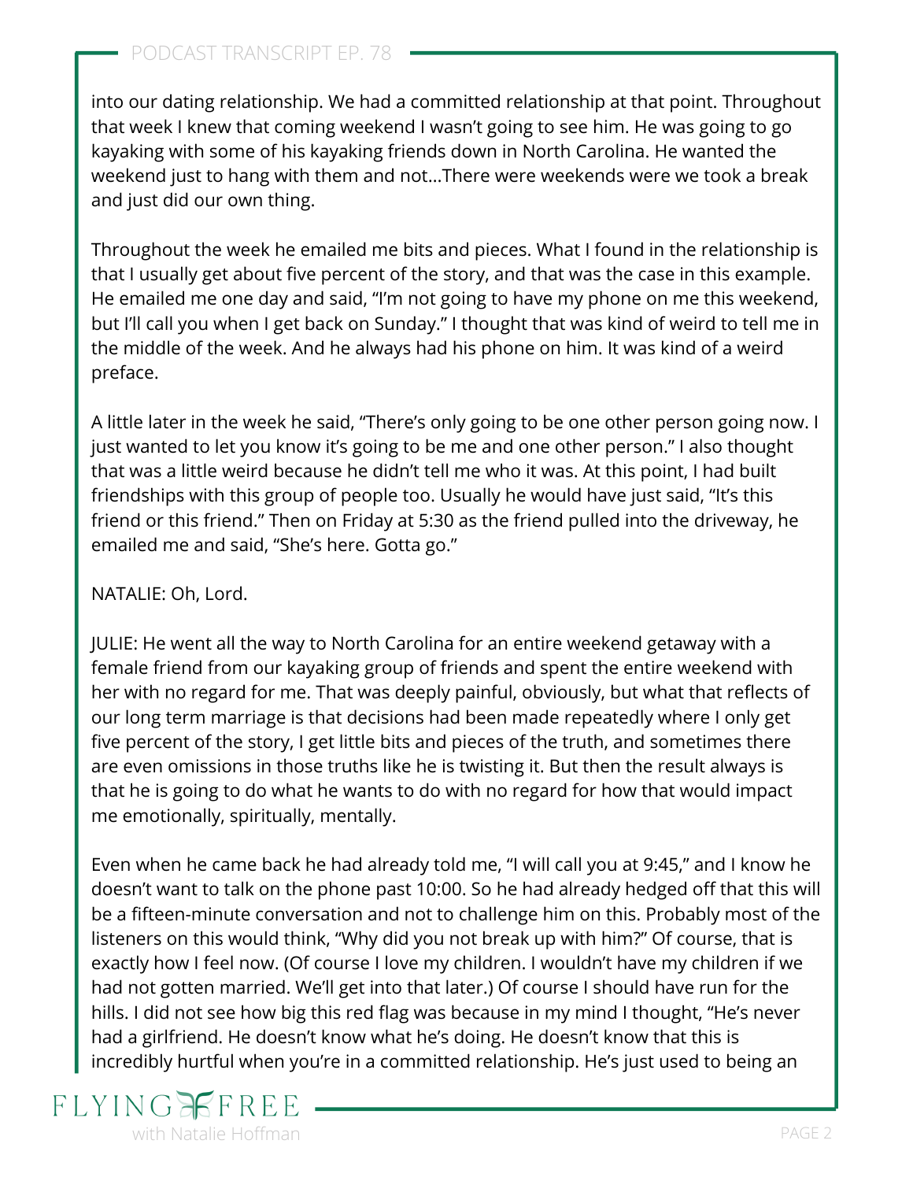into our dating relationship. We had a committed relationship at that point. Throughout that week I knew that coming weekend I wasn't going to see him. He was going to go kayaking with some of his kayaking friends down in North Carolina. He wanted the weekend just to hang with them and not…There were weekends were we took a break and just did our own thing.

Throughout the week he emailed me bits and pieces. What I found in the relationship is that I usually get about five percent of the story, and that was the case in this example. He emailed me one day and said, "I'm not going to have my phone on me this weekend, but I'll call you when I get back on Sunday." I thought that was kind of weird to tell me in the middle of the week. And he always had his phone on him. It was kind of a weird preface.

A little later in the week he said, "There's only going to be one other person going now. I just wanted to let you know it's going to be me and one other person." I also thought that was a little weird because he didn't tell me who it was. At this point, I had built friendships with this group of people too. Usually he would have just said, "It's this friend or this friend." Then on Friday at 5:30 as the friend pulled into the driveway, he emailed me and said, "She's here. Gotta go."

NATALIE: Oh, Lord.

JULIE: He went all the way to North Carolina for an entire weekend getaway with a female friend from our kayaking group of friends and spent the entire weekend with her with no regard for me. That was deeply painful, obviously, but what that reflects of our long term marriage is that decisions had been made repeatedly where I only get five percent of the story, I get little bits and pieces of the truth, and sometimes there are even omissions in those truths like he is twisting it. But then the result always is that he is going to do what he wants to do with no regard for how that would impact me emotionally, spiritually, mentally.

Even when he came back he had already told me, "I will call you at 9:45," and I know he doesn't want to talk on the phone past 10:00. So he had already hedged off that this will be a fifteen-minute conversation and not to challenge him on this. Probably most of the listeners on this would think, "Why did you not break up with him?" Of course, that is exactly how I feel now. (Of course I love my children. I wouldn't have my children if we had not gotten married. We'll get into that later.) Of course I should have run for the hills. I did not see how big this red flag was because in my mind I thought, "He's never had a girlfriend. He doesn't know what he's doing. He doesn't know that this is incredibly hurtful when you're in a committed relationship. He's just used to being an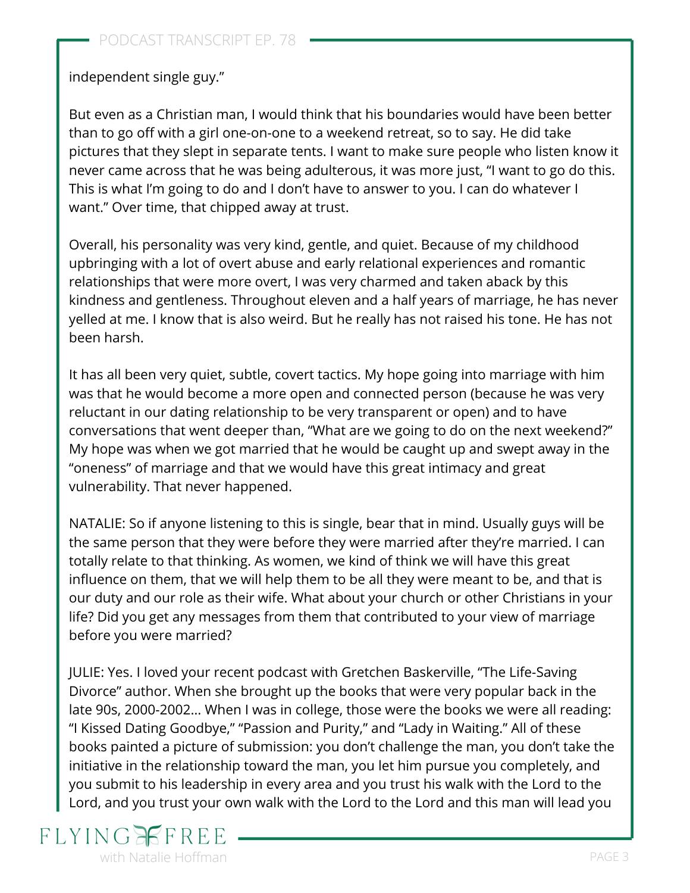independent single guy."

But even as a Christian man, I would think that his boundaries would have been better than to go off with a girl one-on-one to a weekend retreat, so to say. He did take pictures that they slept in separate tents. I want to make sure people who listen know it never came across that he was being adulterous, it was more just, "I want to go do this. This is what I'm going to do and I don't have to answer to you. I can do whatever I want." Over time, that chipped away at trust.

Overall, his personality was very kind, gentle, and quiet. Because of my childhood upbringing with a lot of overt abuse and early relational experiences and romantic relationships that were more overt, I was very charmed and taken aback by this kindness and gentleness. Throughout eleven and a half years of marriage, he has never yelled at me. I know that is also weird. But he really has not raised his tone. He has not been harsh.

It has all been very quiet, subtle, covert tactics. My hope going into marriage with him was that he would become a more open and connected person (because he was very reluctant in our dating relationship to be very transparent or open) and to have conversations that went deeper than, "What are we going to do on the next weekend?" My hope was when we got married that he would be caught up and swept away in the "oneness" of marriage and that we would have this great intimacy and great vulnerability. That never happened.

NATALIE: So if anyone listening to this is single, bear that in mind. Usually guys will be the same person that they were before they were married after they're married. I can totally relate to that thinking. As women, we kind of think we will have this great influence on them, that we will help them to be all they were meant to be, and that is our duty and our role as their wife. What about your church or other Christians in your life? Did you get any messages from them that contributed to your view of marriage before you were married?

JULIE: Yes. I loved your recent podcast with Gretchen Baskerville, "The Life-Saving Divorce" author. When she brought up the books that were very popular back in the late 90s, 2000-2002… When I was in college, those were the books we were all reading: "I Kissed Dating Goodbye," "Passion and Purity," and "Lady in Waiting." All of these books painted a picture of submission: you don't challenge the man, you don't take the initiative in the relationship toward the man, you let him pursue you completely, and you submit to his leadership in every area and you trust his walk with the Lord to the Lord, and you trust your own walk with the Lord to the Lord and this man will lead you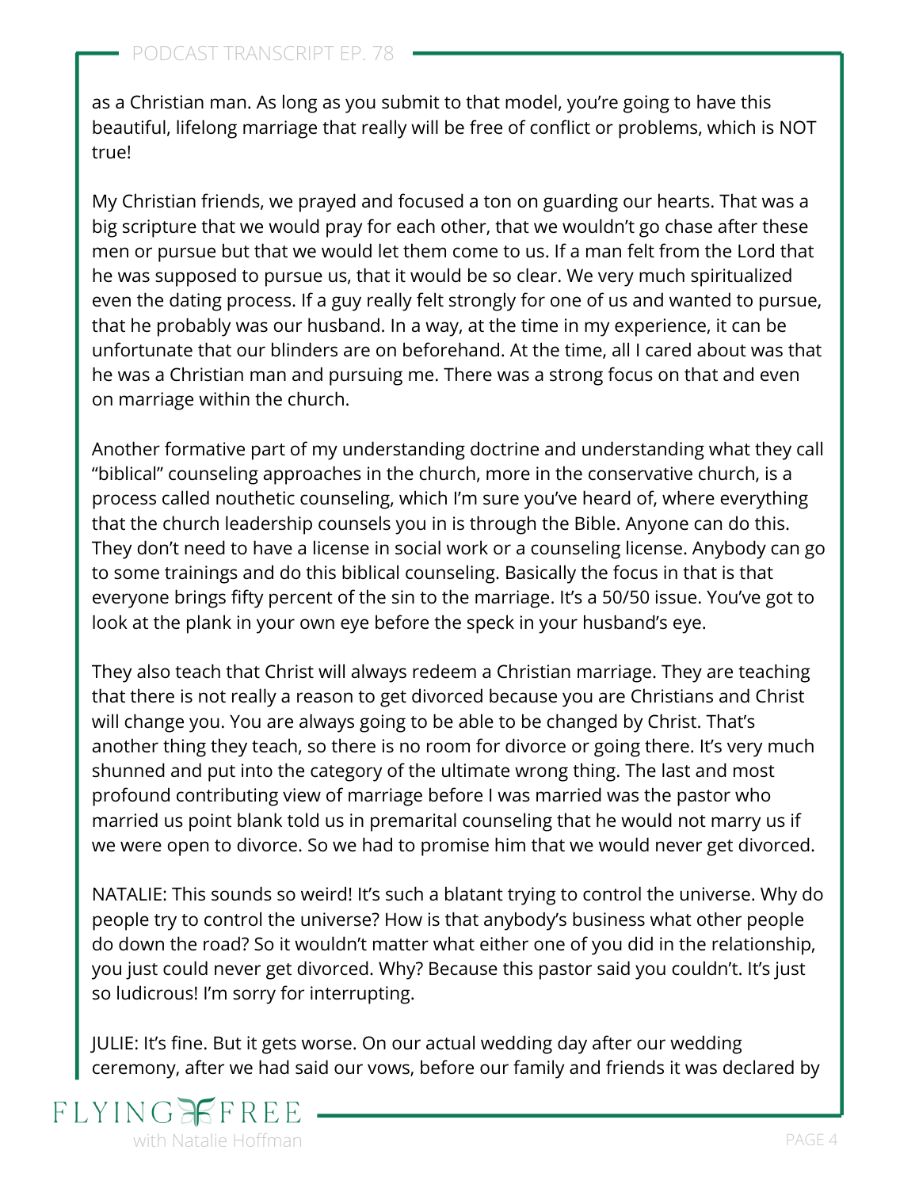as a Christian man. As long as you submit to that model, you're going to have this beautiful, lifelong marriage that really will be free of conflict or problems, which is NOT true!

My Christian friends, we prayed and focused a ton on guarding our hearts. That was a big scripture that we would pray for each other, that we wouldn't go chase after these men or pursue but that we would let them come to us. If a man felt from the Lord that he was supposed to pursue us, that it would be so clear. We very much spiritualized even the dating process. If a guy really felt strongly for one of us and wanted to pursue, that he probably was our husband. In a way, at the time in my experience, it can be unfortunate that our blinders are on beforehand. At the time, all I cared about was that he was a Christian man and pursuing me. There was a strong focus on that and even on marriage within the church.

Another formative part of my understanding doctrine and understanding what they call "biblical" counseling approaches in the church, more in the conservative church, is a process called nouthetic counseling, which I'm sure you've heard of, where everything that the church leadership counsels you in is through the Bible. Anyone can do this. They don't need to have a license in social work or a counseling license. Anybody can go to some trainings and do this biblical counseling. Basically the focus in that is that everyone brings fifty percent of the sin to the marriage. It's a 50/50 issue. You've got to look at the plank in your own eye before the speck in your husband's eye.

They also teach that Christ will always redeem a Christian marriage. They are teaching that there is not really a reason to get divorced because you are Christians and Christ will change you. You are always going to be able to be changed by Christ. That's another thing they teach, so there is no room for divorce or going there. It's very much shunned and put into the category of the ultimate wrong thing. The last and most profound contributing view of marriage before I was married was the pastor who married us point blank told us in premarital counseling that he would not marry us if we were open to divorce. So we had to promise him that we would never get divorced.

NATALIE: This sounds so weird! It's such a blatant trying to control the universe. Why do people try to control the universe? How is that anybody's business what other people do down the road? So it wouldn't matter what either one of you did in the relationship, you just could never get divorced. Why? Because this pastor said you couldn't. It's just so ludicrous! I'm sorry for interrupting.

JULIE: It's fine. But it gets worse. On our actual wedding day after our wedding ceremony, after we had said our vows, before our family and friends it was declared by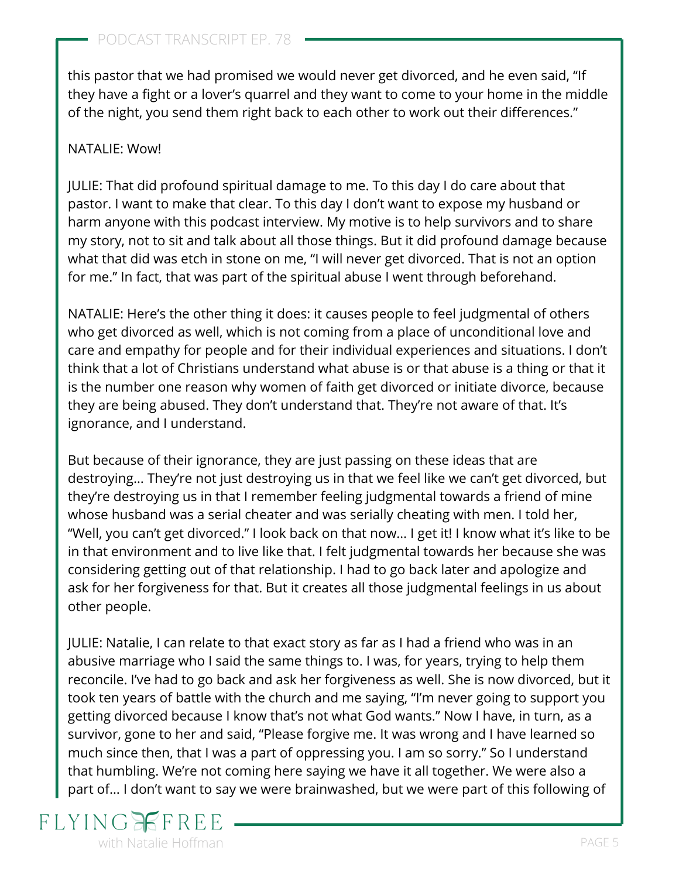this pastor that we had promised we would never get divorced, and he even said, "If they have a fight or a lover's quarrel and they want to come to your home in the middle of the night, you send them right back to each other to work out their differences."

NATALIE: Wow!

JULIE: That did profound spiritual damage to me. To this day I do care about that pastor. I want to make that clear. To this day I don't want to expose my husband or harm anyone with this podcast interview. My motive is to help survivors and to share my story, not to sit and talk about all those things. But it did profound damage because what that did was etch in stone on me, "I will never get divorced. That is not an option for me." In fact, that was part of the spiritual abuse I went through beforehand.

NATALIE: Here's the other thing it does: it causes people to feel judgmental of others who get divorced as well, which is not coming from a place of unconditional love and care and empathy for people and for their individual experiences and situations. I don't think that a lot of Christians understand what abuse is or that abuse is a thing or that it is the number one reason why women of faith get divorced or initiate divorce, because they are being abused. They don't understand that. They're not aware of that. It's ignorance, and I understand.

But because of their ignorance, they are just passing on these ideas that are destroying... They're not just destroying us in that we feel like we can't get divorced, but they're destroying us in that I remember feeling judgmental towards a friend of mine whose husband was a serial cheater and was serially cheating with men. I told her, "Well, you can't get divorced." I look back on that now... I get it! I know what it's like to be in that environment and to live like that. I felt judgmental towards her because she was considering getting out of that relationship. I had to go back later and apologize and ask for her forgiveness for that. But it creates all those judgmental feelings in us about other people.

JULIE: Natalie, I can relate to that exact story as far as I had a friend who was in an abusive marriage who I said the same things to. I was, for years, trying to help them reconcile. I've had to go back and ask her forgiveness as well. She is now divorced, but it took ten years of battle with the church and me saying, "I'm never going to support you getting divorced because I know that's not what God wants." Now I have, in turn, as a survivor, gone to her and said, "Please forgive me. It was wrong and I have learned so much since then, that I was a part of oppressing you. I am so sorry." So I understand that humbling. We're not coming here saying we have it all together. We were also a part of... I don't want to say we were brainwashed, but we were part of this following of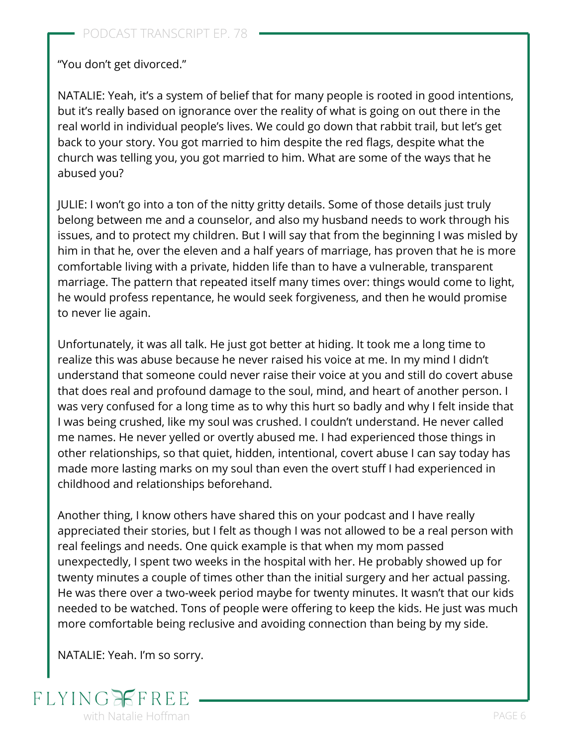"You don't get divorced."

NATALIE: Yeah, it's a system of belief that for many people is rooted in good intentions, but it's really based on ignorance over the reality of what is going on out there in the real world in individual people's lives. We could go down that rabbit trail, but let's get back to your story. You got married to him despite the red flags, despite what the church was telling you, you got married to him. What are some of the ways that he abused you?

JULIE: I won't go into a ton of the nitty gritty details. Some of those details just truly belong between me and a counselor, and also my husband needs to work through his issues, and to protect my children. But I will say that from the beginning I was misled by him in that he, over the eleven and a half years of marriage, has proven that he is more comfortable living with a private, hidden life than to have a vulnerable, transparent marriage. The pattern that repeated itself many times over: things would come to light, he would profess repentance, he would seek forgiveness, and then he would promise to never lie again.

Unfortunately, it was all talk. He just got better at hiding. It took me a long time to realize this was abuse because he never raised his voice at me. In my mind I didn't understand that someone could never raise their voice at you and still do covert abuse that does real and profound damage to the soul, mind, and heart of another person. I was very confused for a long time as to why this hurt so badly and why I felt inside that I was being crushed, like my soul was crushed. I couldn't understand. He never called me names. He never yelled or overtly abused me. I had experienced those things in other relationships, so that quiet, hidden, intentional, covert abuse I can say today has made more lasting marks on my soul than even the overt stuff I had experienced in childhood and relationships beforehand.

Another thing, I know others have shared this on your podcast and I have really appreciated their stories, but I felt as though I was not allowed to be a real person with real feelings and needs. One quick example is that when my mom passed unexpectedly, I spent two weeks in the hospital with her. He probably showed up for twenty minutes a couple of times other than the initial surgery and her actual passing. He was there over a two-week period maybe for twenty minutes. It wasn't that our kids needed to be watched. Tons of people were offering to keep the kids. He just was much more comfortable being reclusive and avoiding connection than being by my side.

NATALIE: Yeah. I'm so sorry.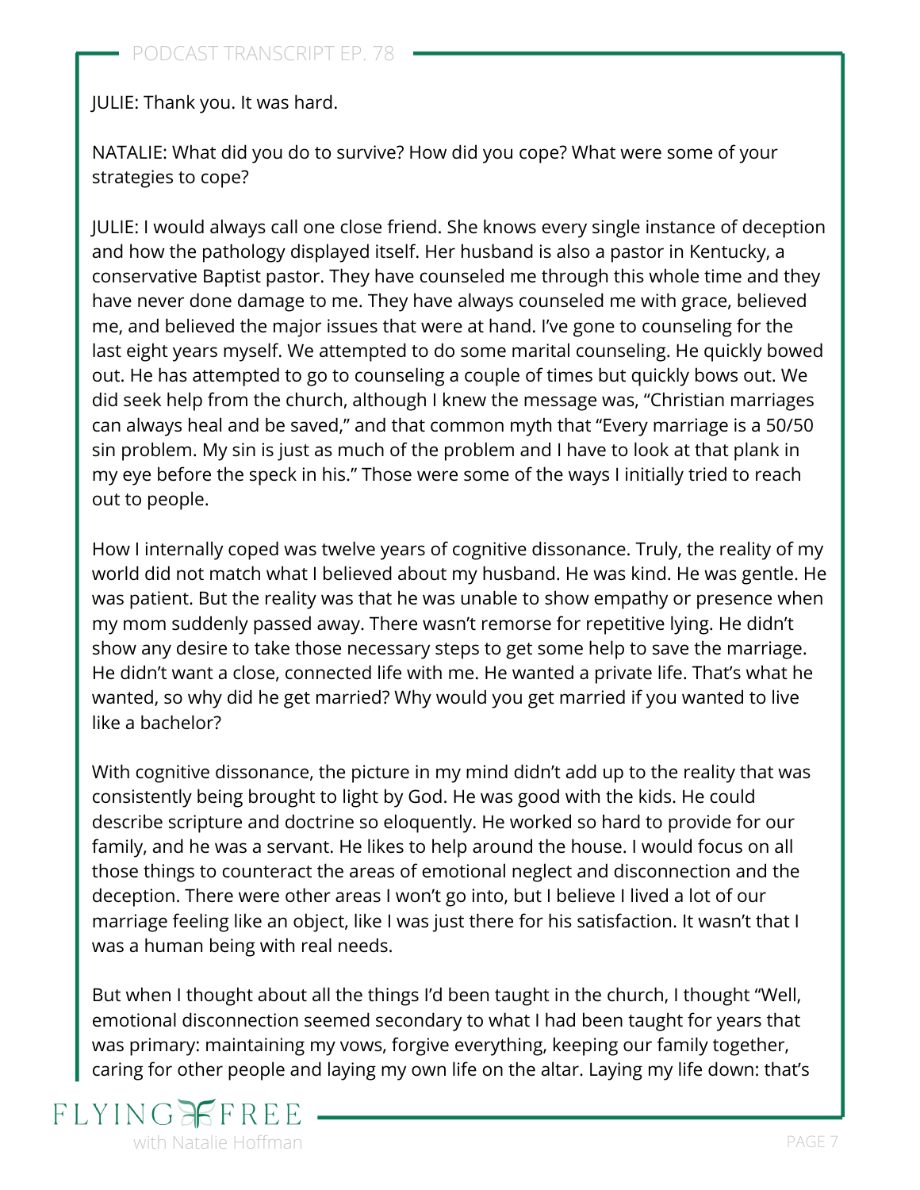JULIE: Thank you. It was hard.

NATALIE: What did you do to survive? How did you cope? What were some of your strategies to cope?

JULIE: I would always call one close friend. She knows every single instance of deception and how the pathology displayed itself. Her husband is also a pastor in Kentucky, a conservative Baptist pastor. They have counseled me through this whole time and they have never done damage to me. They have always counseled me with grace, believed me, and believed the major issues that were at hand. I've gone to counseling for the last eight years myself. We attempted to do some marital counseling. He quickly bowed out. He has attempted to go to counseling a couple of times but quickly bows out. We did seek help from the church, although I knew the message was, "Christian marriages can always heal and be saved," and that common myth that "Every marriage is a 50/50 sin problem. My sin is just as much of the problem and I have to look at that plank in my eye before the speck in his." Those were some of the ways I initially tried to reach out to people.

How I internally coped was twelve years of cognitive dissonance. Truly, the reality of my world did not match what I believed about my husband. He was kind. He was gentle. He was patient. But the reality was that he was unable to show empathy or presence when my mom suddenly passed away. There wasn't remorse for repetitive lying. He didn't show any desire to take those necessary steps to get some help to save the marriage. He didn't want a close, connected life with me. He wanted a private life. That's what he wanted, so why did he get married? Why would you get married if you wanted to live like a bachelor?

With cognitive dissonance, the picture in my mind didn't add up to the reality that was consistently being brought to light by God. He was good with the kids. He could describe scripture and doctrine so eloquently. He worked so hard to provide for our family, and he was a servant. He likes to help around the house. I would focus on all those things to counteract the areas of emotional neglect and disconnection and the deception. There were other areas I won't go into, but I believe I lived a lot of our marriage feeling like an object, like I was just there for his satisfaction. It wasn't that I was a human being with real needs.

But when I thought about all the things I'd been taught in the church, I thought "Well, emotional disconnection seemed secondary to what I had been taught for years that was primary: maintaining my vows, forgive everything, keeping our family together, caring for other people and laying my own life on the altar. Laying my life down: that's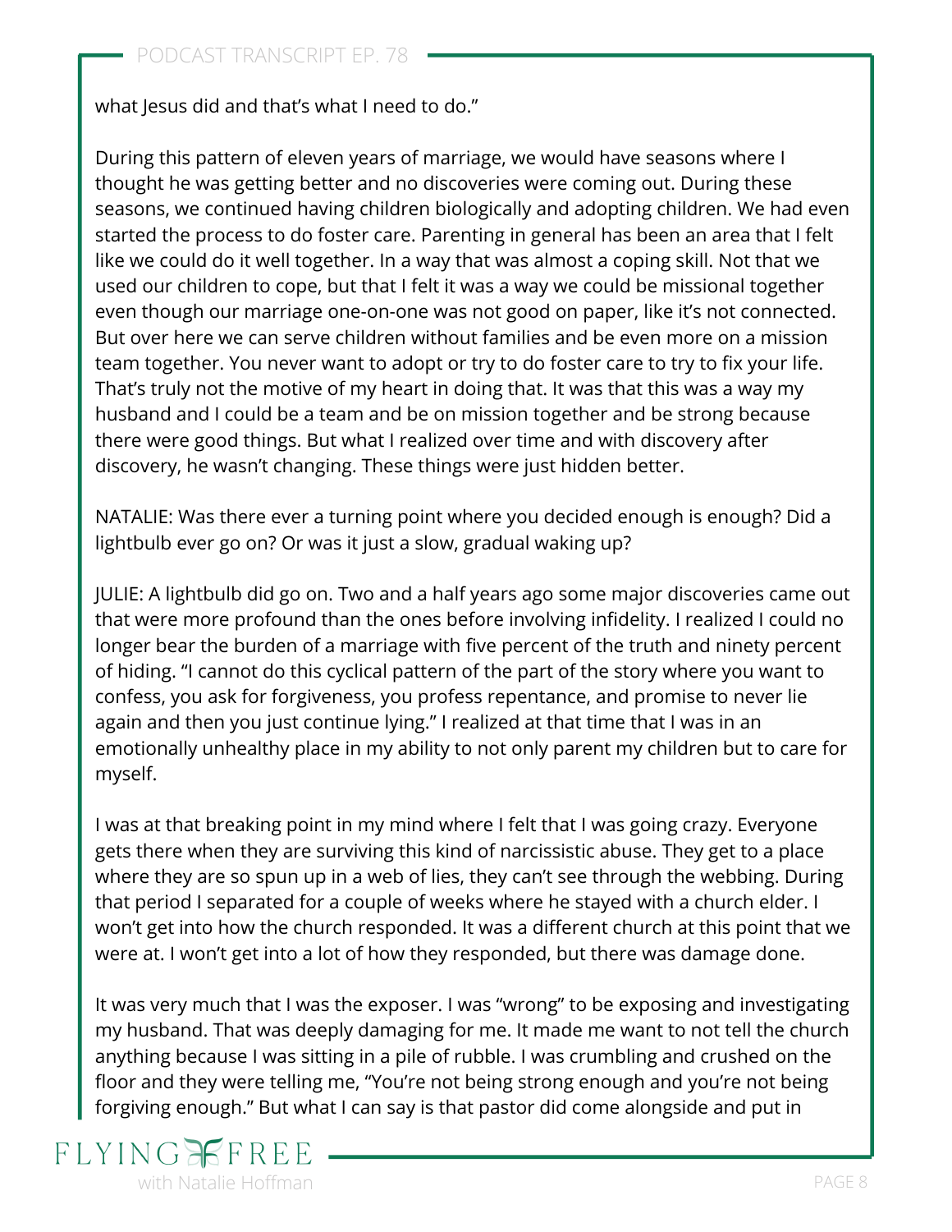what Jesus did and that's what I need to do."

During this pattern of eleven years of marriage, we would have seasons where I thought he was getting better and no discoveries were coming out. During these seasons, we continued having children biologically and adopting children. We had even started the process to do foster care. Parenting in general has been an area that I felt like we could do it well together. In a way that was almost a coping skill. Not that we used our children to cope, but that I felt it was a way we could be missional together even though our marriage one-on-one was not good on paper, like it's not connected. But over here we can serve children without families and be even more on a mission team together. You never want to adopt or try to do foster care to try to fix your life. That's truly not the motive of my heart in doing that. It was that this was a way my husband and I could be a team and be on mission together and be strong because there were good things. But what I realized over time and with discovery after discovery, he wasn't changing. These things were just hidden better.

NATALIE: Was there ever a turning point where you decided enough is enough? Did a lightbulb ever go on? Or was it just a slow, gradual waking up?

JULIE: A lightbulb did go on. Two and a half years ago some major discoveries came out that were more profound than the ones before involving infidelity. I realized I could no longer bear the burden of a marriage with five percent of the truth and ninety percent of hiding. "I cannot do this cyclical pattern of the part of the story where you want to confess, you ask for forgiveness, you profess repentance, and promise to never lie again and then you just continue lying." I realized at that time that I was in an emotionally unhealthy place in my ability to not only parent my children but to care for myself.

I was at that breaking point in my mind where I felt that I was going crazy. Everyone gets there when they are surviving this kind of narcissistic abuse. They get to a place where they are so spun up in a web of lies, they can't see through the webbing. During that period I separated for a couple of weeks where he stayed with a church elder. I won't get into how the church responded. It was a different church at this point that we were at. I won't get into a lot of how they responded, but there was damage done.

It was very much that I was the exposer. I was "wrong" to be exposing and investigating my husband. That was deeply damaging for me. It made me want to not tell the church anything because I was sitting in a pile of rubble. I was crumbling and crushed on the floor and they were telling me, "You're not being strong enough and you're not being forgiving enough." But what I can say is that pastor did come alongside and put in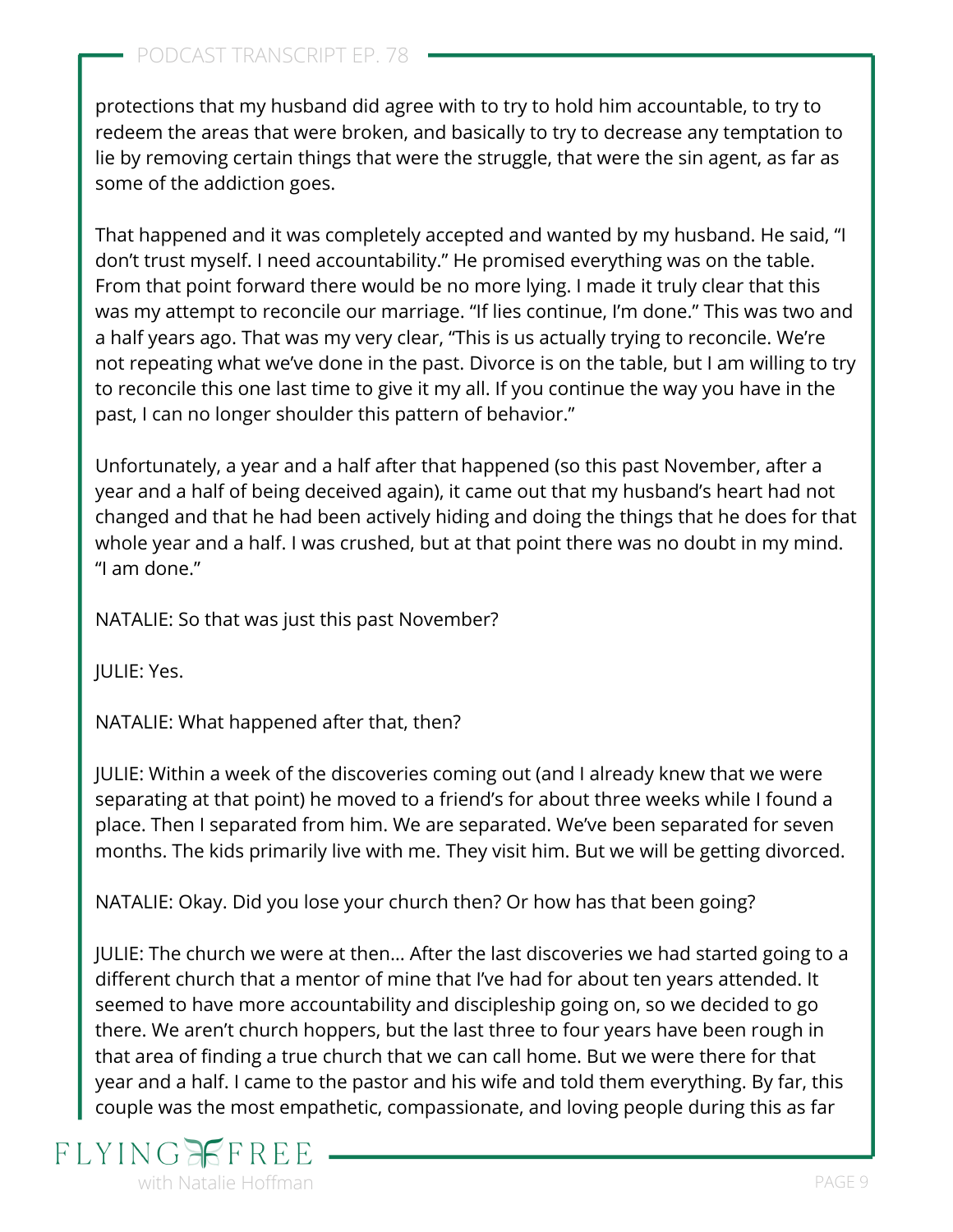protections that my husband did agree with to try to hold him accountable, to try to redeem the areas that were broken, and basically to try to decrease any temptation to lie by removing certain things that were the struggle, that were the sin agent, as far as some of the addiction goes.

That happened and it was completely accepted and wanted by my husband. He said, "I don't trust myself. I need accountability." He promised everything was on the table. From that point forward there would be no more lying. I made it truly clear that this was my attempt to reconcile our marriage. "If lies continue, I'm done." This was two and a half years ago. That was my very clear, "This is us actually trying to reconcile. We're not repeating what we've done in the past. Divorce is on the table, but I am willing to try to reconcile this one last time to give it my all. If you continue the way you have in the past, I can no longer shoulder this pattern of behavior."

Unfortunately, a year and a half after that happened (so this past November, after a year and a half of being deceived again), it came out that my husband's heart had not changed and that he had been actively hiding and doing the things that he does for that whole year and a half. I was crushed, but at that point there was no doubt in my mind. "I am done."

NATALIE: So that was just this past November?

JULIE: Yes.

NATALIE: What happened after that, then?

JULIE: Within a week of the discoveries coming out (and I already knew that we were separating at that point) he moved to a friend's for about three weeks while I found a place. Then I separated from him. We are separated. We've been separated for seven months. The kids primarily live with me. They visit him. But we will be getting divorced.

NATALIE: Okay. Did you lose your church then? Or how has that been going?

JULIE: The church we were at then... After the last discoveries we had started going to a different church that a mentor of mine that I've had for about ten years attended. It seemed to have more accountability and discipleship going on, so we decided to go there. We aren't church hoppers, but the last three to four years have been rough in that area of finding a true church that we can call home. But we were there for that year and a half. I came to the pastor and his wife and told them everything. By far, this couple was the most empathetic, compassionate, and loving people during this as far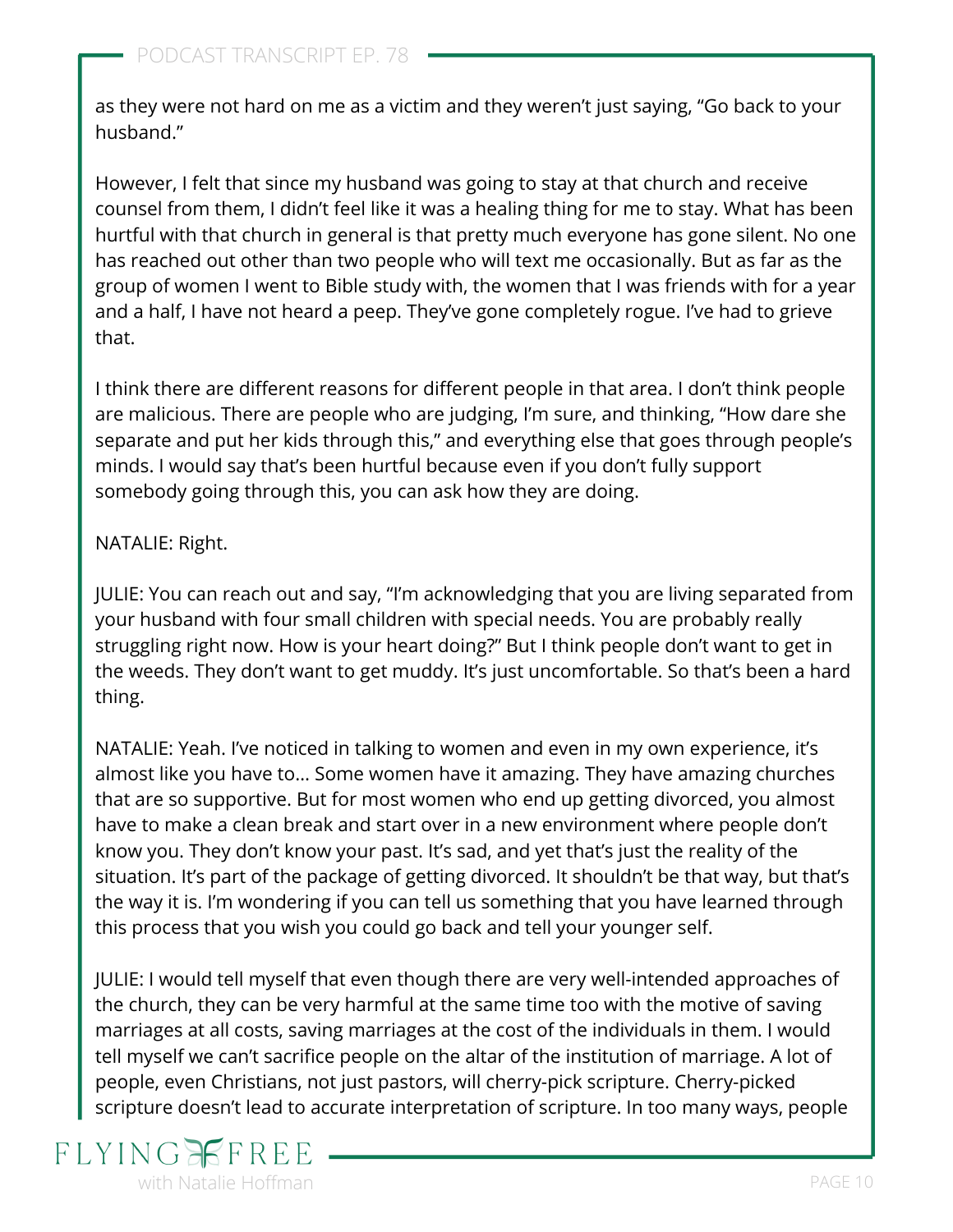as they were not hard on me as a victim and they weren't just saying, "Go back to your husband."

However, I felt that since my husband was going to stay at that church and receive counsel from them, I didn't feel like it was a healing thing for me to stay. What has been hurtful with that church in general is that pretty much everyone has gone silent. No one has reached out other than two people who will text me occasionally. But as far as the group of women I went to Bible study with, the women that I was friends with for a year and a half, I have not heard a peep. They've gone completely rogue. I've had to grieve that.

I think there are different reasons for different people in that area. I don't think people are malicious. There are people who are judging, I'm sure, and thinking, "How dare she separate and put her kids through this," and everything else that goes through people's minds. I would say that's been hurtful because even if you don't fully support somebody going through this, you can ask how they are doing.

NATALIE: Right.

JULIE: You can reach out and say, "I'm acknowledging that you are living separated from your husband with four small children with special needs. You are probably really struggling right now. How is your heart doing?" But I think people don't want to get in the weeds. They don't want to get muddy. It's just uncomfortable. So that's been a hard thing.

NATALIE: Yeah. I've noticed in talking to women and even in my own experience, it's almost like you have to… Some women have it amazing. They have amazing churches that are so supportive. But for most women who end up getting divorced, you almost have to make a clean break and start over in a new environment where people don't know you. They don't know your past. It's sad, and yet that's just the reality of the situation. It's part of the package of getting divorced. It shouldn't be that way, but that's the way it is. I'm wondering if you can tell us something that you have learned through this process that you wish you could go back and tell your younger self.

JULIE: I would tell myself that even though there are very well-intended approaches of the church, they can be very harmful at the same time too with the motive of saving marriages at all costs, saving marriages at the cost of the individuals in them. I would tell myself we can't sacrifice people on the altar of the institution of marriage. A lot of people, even Christians, not just pastors, will cherry-pick scripture. Cherry-picked scripture doesn't lead to accurate interpretation of scripture. In too many ways, people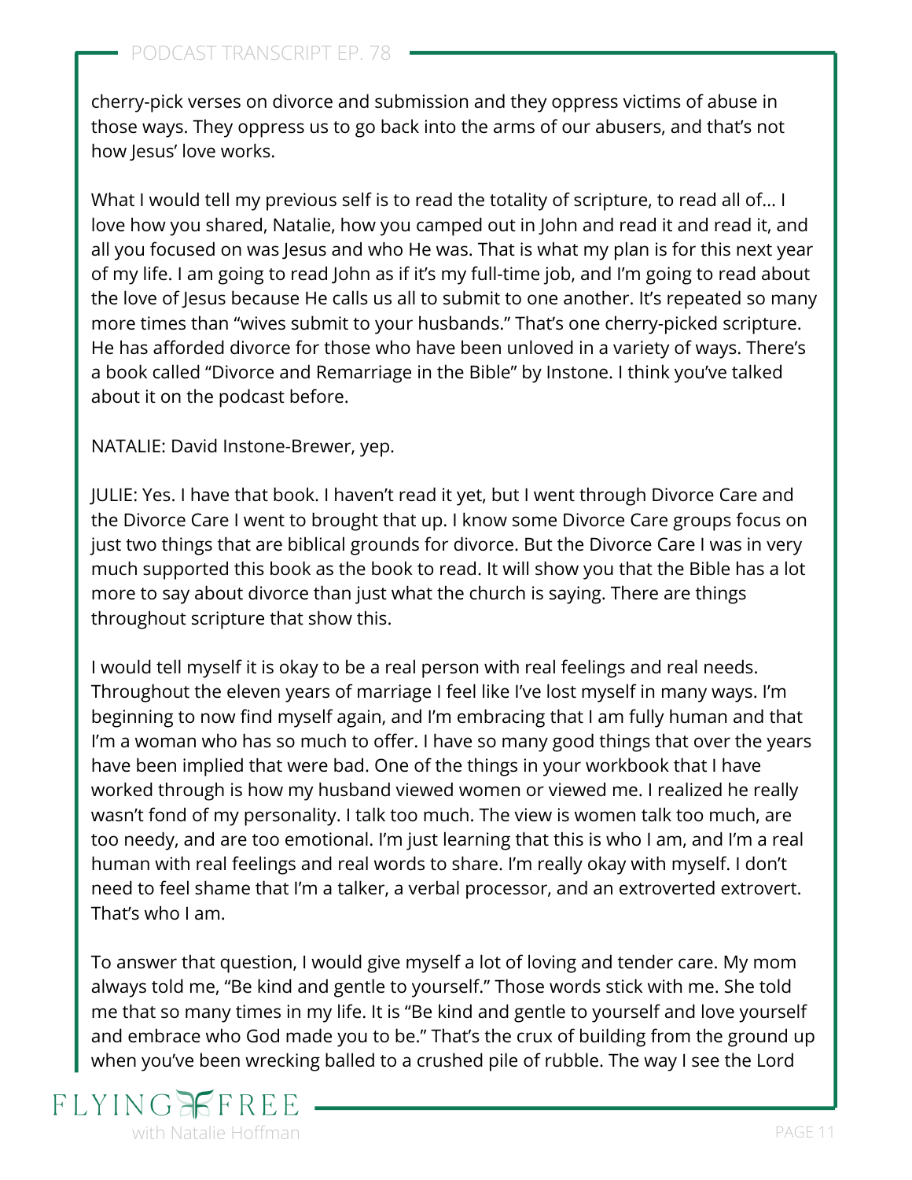cherry-pick verses on divorce and submission and they oppress victims of abuse in those ways. They oppress us to go back into the arms of our abusers, and that's not how Jesus' love works.

What I would tell my previous self is to read the totality of scripture, to read all of... I love how you shared, Natalie, how you camped out in John and read it and read it, and all you focused on was Jesus and who He was. That is what my plan is for this next year of my life. I am going to read John as if it's my full-time job, and I'm going to read about the love of Jesus because He calls us all to submit to one another. It's repeated so many more times than "wives submit to your husbands." That's one cherry-picked scripture. He has afforded divorce for those who have been unloved in a variety of ways. There's a book called "Divorce and Remarriage in the Bible" by Instone. I think you've talked about it on the podcast before.

NATALIE: David Instone-Brewer, yep.

JULIE: Yes. I have that book. I haven't read it yet, but I went through Divorce Care and the Divorce Care I went to brought that up. I know some Divorce Care groups focus on just two things that are biblical grounds for divorce. But the Divorce Care I was in very much supported this book as the book to read. It will show you that the Bible has a lot more to say about divorce than just what the church is saying. There are things throughout scripture that show this.

I would tell myself it is okay to be a real person with real feelings and real needs. Throughout the eleven years of marriage I feel like I've lost myself in many ways. I'm beginning to now find myself again, and I'm embracing that I am fully human and that I'm a woman who has so much to offer. I have so many good things that over the years have been implied that were bad. One of the things in your workbook that I have worked through is how my husband viewed women or viewed me. I realized he really wasn't fond of my personality. I talk too much. The view is women talk too much, are too needy, and are too emotional. I'm just learning that this is who I am, and I'm a real human with real feelings and real words to share. I'm really okay with myself. I don't need to feel shame that I'm a talker, a verbal processor, and an extroverted extrovert. That's who I am.

To answer that question, I would give myself a lot of loving and tender care. My mom always told me, "Be kind and gentle to yourself." Those words stick with me. She told me that so many times in my life. It is "Be kind and gentle to yourself and love yourself and embrace who God made you to be." That's the crux of building from the ground up when you've been wrecking balled to a crushed pile of rubble. The way I see the Lord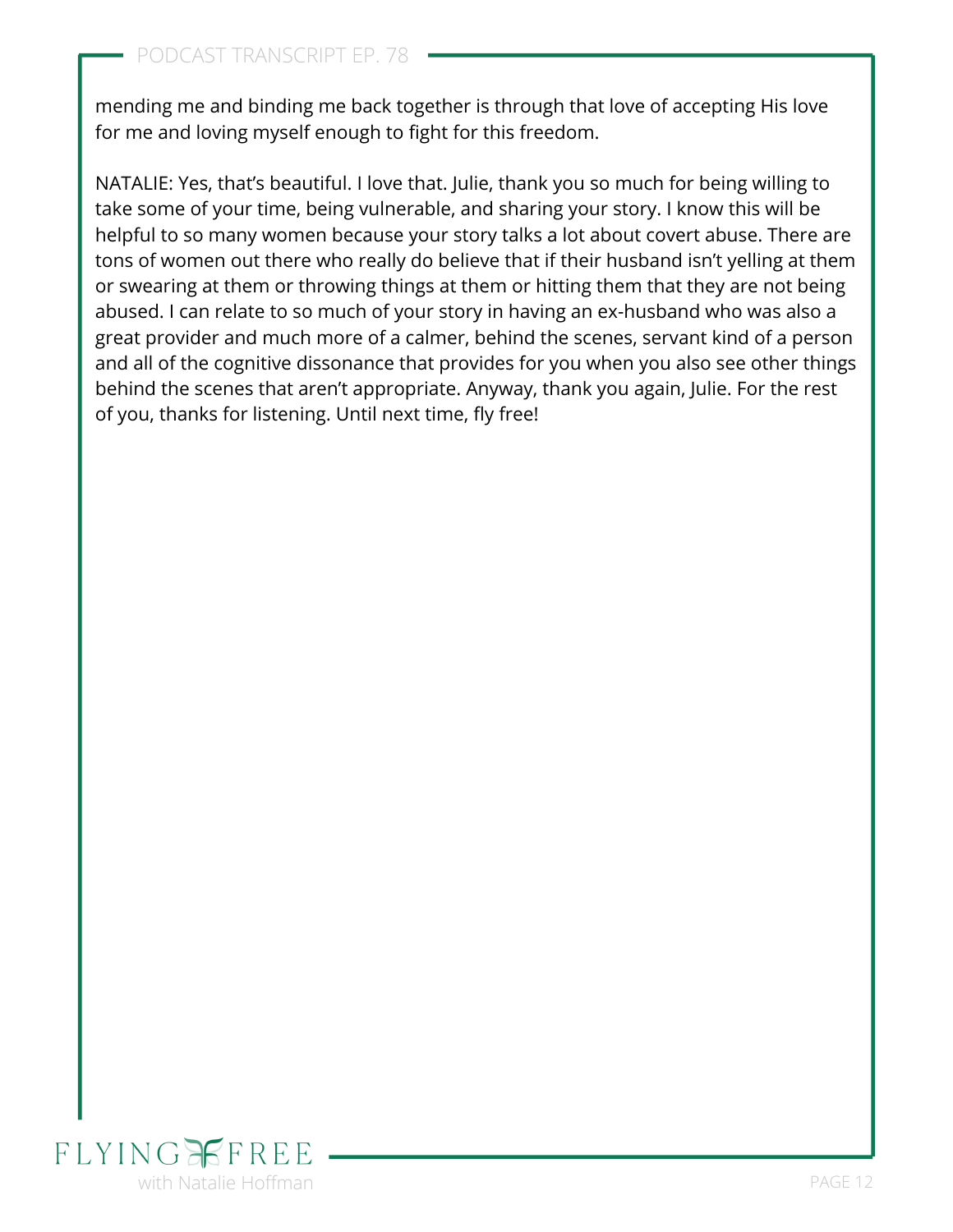mending me and binding me back together is through that love of accepting His love for me and loving myself enough to fight for this freedom.

NATALIE: Yes, that's beautiful. I love that. Julie, thank you so much for being willing to take some of your time, being vulnerable, and sharing your story. I know this will be helpful to so many women because your story talks a lot about covert abuse. There are tons of women out there who really do believe that if their husband isn't yelling at them or swearing at them or throwing things at them or hitting them that they are not being abused. I can relate to so much of your story in having an ex-husband who was also a great provider and much more of a calmer, behind the scenes, servant kind of a person and all of the cognitive dissonance that provides for you when you also see other things behind the scenes that aren't appropriate. Anyway, thank you again, Julie. For the rest of you, thanks for listening. Until next time, fly free!